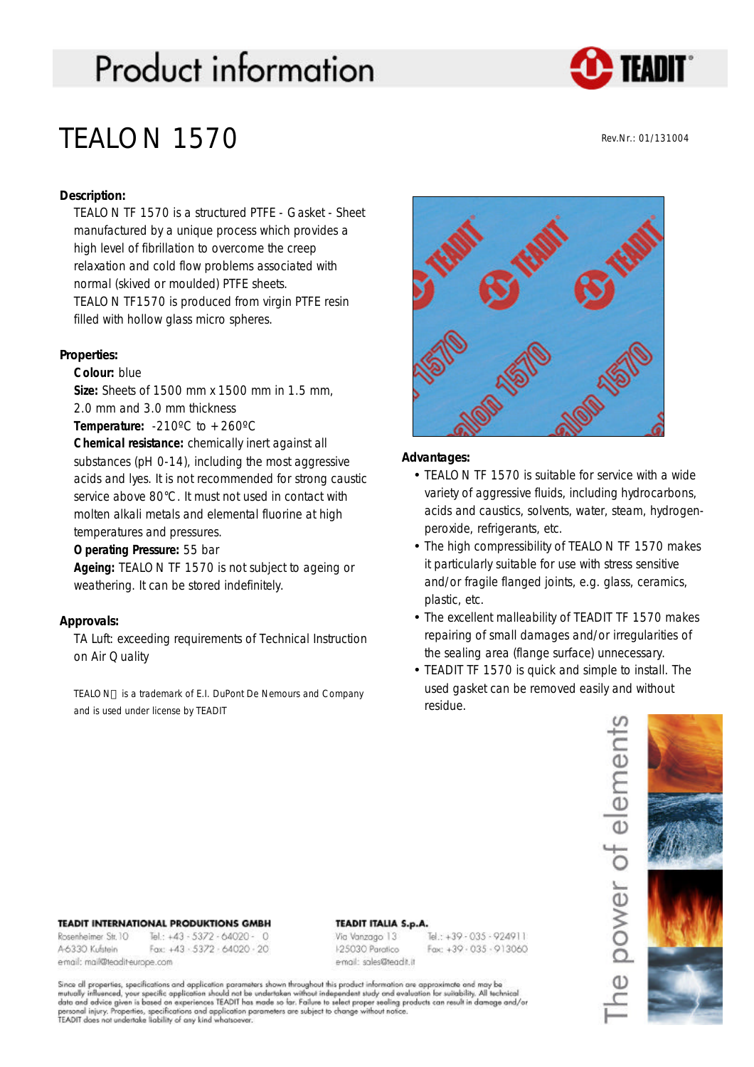# Product information

## TEALON 1570

Rev.Nr.: 01/131004

**Description:**

TEALON TF 1570 is a structured PTFE - Gasket - Sheet manufactured by a unique process which provides a high level of fibrillation to overcome the creep relaxation and cold flow problems associated with normal (skived or moulded) PTFE sheets.
TEALON TF1570 is produced from virgin PTFE resin filled with hollow glass micro spheres.

**Properties:**

**Colour:** blue
**Size:** Sheets of 1500 mm x 1500 mm in 1.5 mm, 2.0 mm and 3.0 mm thickness
**Temperature:** -210ºC to +260ºC
**Chemical resistance:** chemically inert against all substances (pH 0-14), including the most aggressive acids and lyes. It is not recommended for strong caustic service above 80°C. It must not used in contact with molten alkali metals and elemental fluorine at high temperatures and pressures.
**Operating Pressure:** 55 bar
**Ageing:** TEALON TF 1570 is not subject to ageing or weathering. It can be stored indefinitely.

**Approvals:**

TA Luft: exceeding requirements of Technical Instruction on Air Quality

TEALON is a trademark of E.I. DuPont De Nemours and Company and is used under license by TEADIT

**Advantages:**

- TEALON TF 1570 is suitable for service with a wide variety of aggressive fluids, including hydrocarbons, acids and caustics, solvents, water, steam, hydrogen-peroxide, refrigerants, etc.
- The high compressibility of TEALON TF 1570 makes it particularly suitable for use with stress sensitive and/or fragile flanged joints, e.g. glass, ceramics, plastic, etc.
- The excellent malleability of TEADIT TF 1570 makes repairing of small damages and/or irregularities of the sealing area (flange surface) unnecessary.
- TEADIT TF 1570 is quick and simple to install. The used gasket can be removed easily and without residue.

The power of elements

**TEADIT INTERNATIONAL PRODUKTIONS GMBH**
Rosenheimer Str. 10, A-6330 Kufstein
Tel.: +43 - 5372 - 64020 - 0
Fax: +43 - 5372 - 64020 - 20
email: mail@teadit-europe.com

**TEADIT ITALIA S.p.A.**
Via Vanzago 13, I-25030 Paratico
Tel.: +39 - 035 - 924911
Fax: +39 - 035 - 913060
email: sales@teadit.it

Since all properties, specifications and application parameters shown throughout this product information are approximate and may be mutually influenced, your specific application should not be undertaken without independent study and evaluation for suitability. All technical data and advice given is based on experiences TEADIT has made so far. Failure to select proper sealing products can result in damage and/or personal injury. Properties, specifications and application parameters are subject to change without notice.
TEADIT does not undertake liability of any kind whatsoever.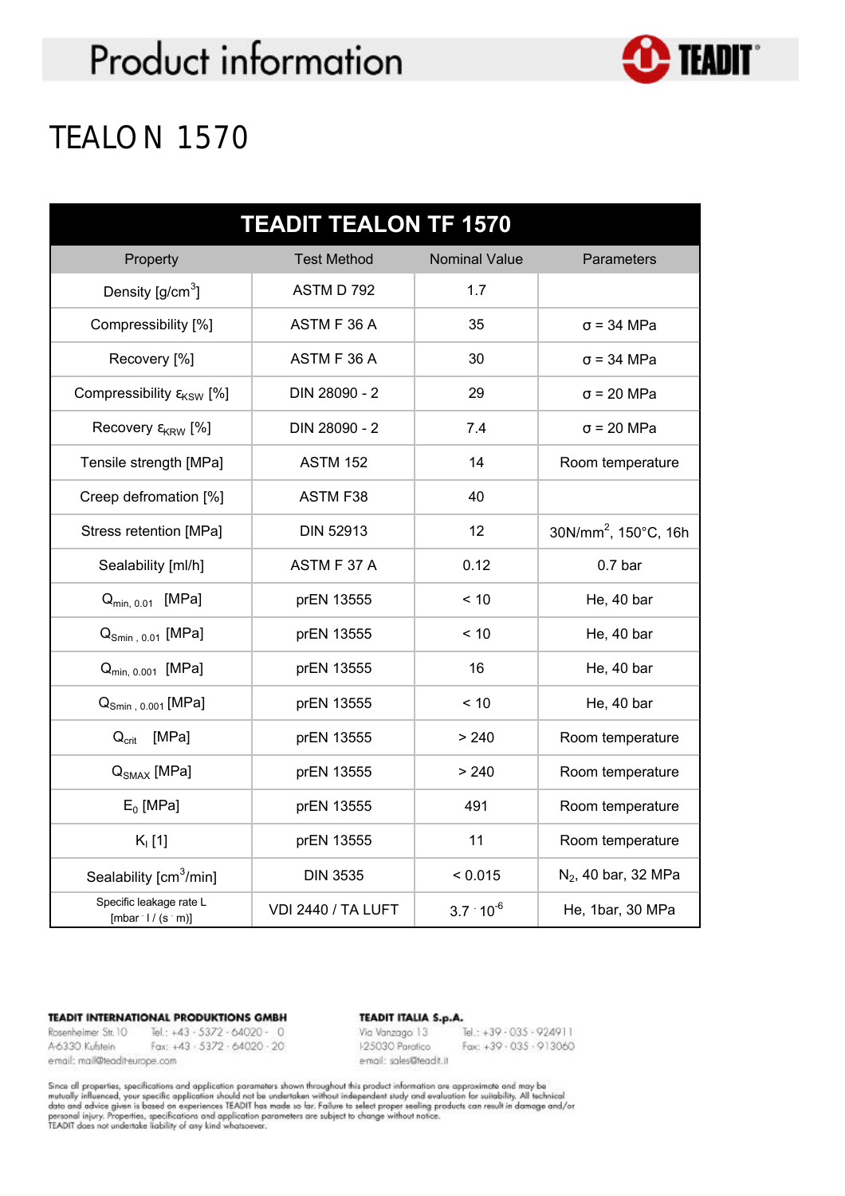# Product information

## TEALO N 1570

| TEADIT TEALON TF 1570 | | | |
|---|---|---|---|
| Property | Test Method | Nominal Value | Parameters |
| Density [g/cm$^3$] | ASTM D 792 | 1.7 | |
| Compressibility [%] | ASTM F 36 A | 35 | σ = 34 MPa |
| Recovery [%] | ASTM F 36 A | 30 | σ = 34 MPa |
| Compressibility $\varepsilon_{KSW}$ [%] | DIN 28090 - 2 | 29 | σ = 20 MPa |
| Recovery $\varepsilon_{KRW}$ [%] | DIN 28090 - 2 | 7.4 | σ = 20 MPa |
| Tensile strength [MPa] | ASTM 152 | 14 | Room temperature |
| Creep defromation [%] | ASTM F38 | 40 | |
| Stress retention [MPa] | DIN 52913 | 12 | 30N/mm$^2$, 150°C, 16h |
| Sealability [ml/h] | ASTM F 37 A | 0.12 | 0.7 bar |
| $Q_{min,\ 0.01}$ [MPa] | prEN 13555 | < 10 | He, 40 bar |
| $Q_{Smin\ ,\ 0.01}$ [MPa] | prEN 13555 | < 10 | He, 40 bar |
| $Q_{min,\ 0.001}$ [MPa] | prEN 13555 | 16 | He, 40 bar |
| $Q_{Smin\ ,\ 0.001}$ [MPa] | prEN 13555 | < 10 | He, 40 bar |
| $Q_{crit}$ [MPa] | prEN 13555 | > 240 | Room temperature |
| $Q_{SMAX}$ [MPa] | prEN 13555 | > 240 | Room temperature |
| $E_0$ [MPa] | prEN 13555 | 491 | Room temperature |
| $K_I$ [1] | prEN 13555 | 11 | Room temperature |
| Sealability [cm$^3$/min] | DIN 3535 | < 0.015 | $N_2$, 40 bar, 32 MPa |
| Specific leakage rate L [mbar · l / (s · m)] | VDI 2440 / TA LUFT | $3.7 \cdot 10^{-6}$ | He, 1bar, 30 MPa |

**TEADIT INTERNATIONAL PRODUKTIONS GMBH**
Rosenheimer Str. 10 Tel.: +43 - 5372 - 64020 - 0
A-6330 Kufstein Fax: +43 - 5372 - 64020 - 20
email: mail@teadit-europe.com

**TEADIT ITALIA S.p.A.**
Via Vanzago 13 Tel.: +39 - 035 - 924911
I-25030 Paratico Fax: +39 - 035 - 913060
email: sales@teadit.it

Since all properties, specifications and application parameters shown throughout this product information are approximate and may be mutually influenced, your specific application should not be undertaken without independent study and evaluation for suitability. All technical data and advice given is based on experiences TEADIT has made so far. Failure to select proper sealing products can result in damage and/or personal injury. Properties, specifications and application parameters are subject to change without notice.
TEADIT does not undertake liability of any kind whatsoever.